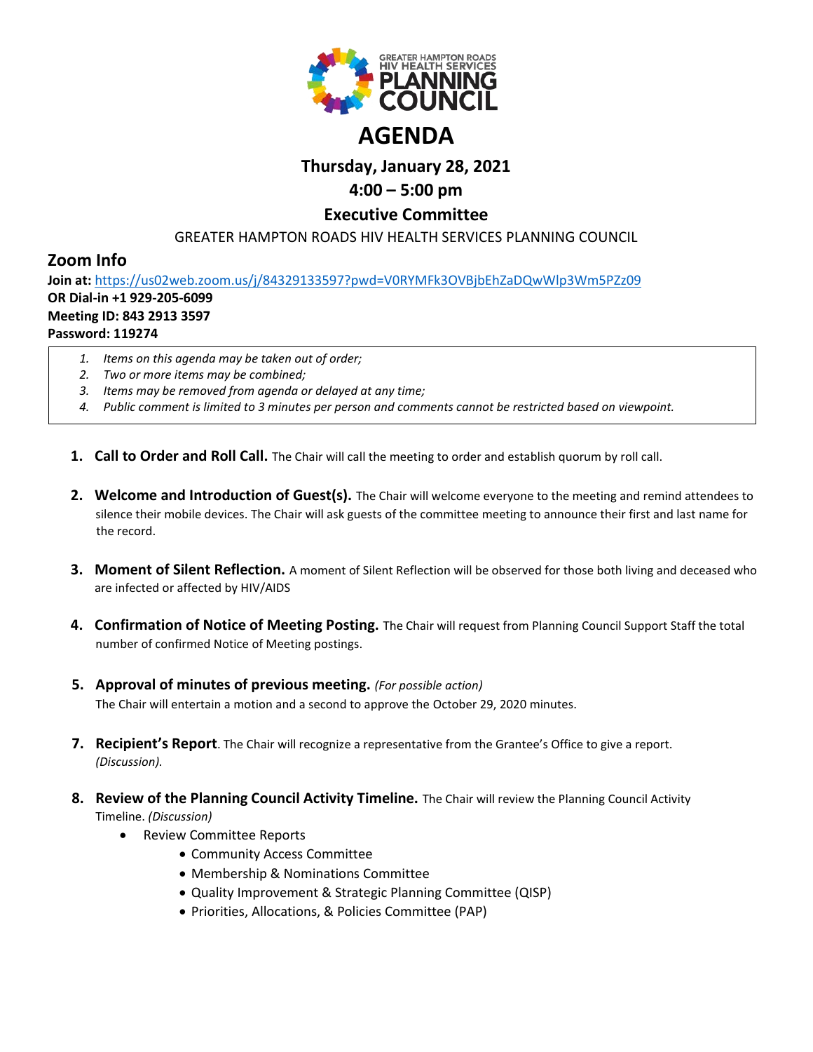GREATER HAMPTON ROADS HIV HEALTH SERVICES PLANNING COUNCIL

# AGENDA

## Thursday, January 28, 2021

## 4:00 – 5:00 pm

## Executive Committee

GREATER HAMPTON ROADS HIV HEALTH SERVICES PLANNING COUNCIL

## Zoom Info

**Join at:** https://us02web.zoom.us/j/84329133597?pwd=V0RYMFk3OVBjbEhZaDQwWlp3Wm5PZz09
**OR Dial-in +1 929-205-6099**
**Meeting ID: 843 2913 3597**
**Password: 119274**

1. *Items on this agenda may be taken out of order;*
2. *Two or more items may be combined;*
3. *Items may be removed from agenda or delayed at any time;*
4. *Public comment is limited to 3 minutes per person and comments cannot be restricted based on viewpoint.*

1. **Call to Order and Roll Call.** The Chair will call the meeting to order and establish quorum by roll call.

2. **Welcome and Introduction of Guest(s).** The Chair will welcome everyone to the meeting and remind attendees to silence their mobile devices. The Chair will ask guests of the committee meeting to announce their first and last name for the record.

3. **Moment of Silent Reflection.** A moment of Silent Reflection will be observed for those both living and deceased who are infected or affected by HIV/AIDS

4. **Confirmation of Notice of Meeting Posting.** The Chair will request from Planning Council Support Staff the total number of confirmed Notice of Meeting postings.

5. **Approval of minutes of previous meeting.** *(For possible action)*
   The Chair will entertain a motion and a second to approve the October 29, 2020 minutes.

7. **Recipient's Report**. The Chair will recognize a representative from the Grantee's Office to give a report. *(Discussion).*

8. **Review of the Planning Council Activity Timeline.** The Chair will review the Planning Council Activity Timeline. *(Discussion)*
   - Review Committee Reports
     - Community Access Committee
     - Membership & Nominations Committee
     - Quality Improvement & Strategic Planning Committee (QISP)
     - Priorities, Allocations, & Policies Committee (PAP)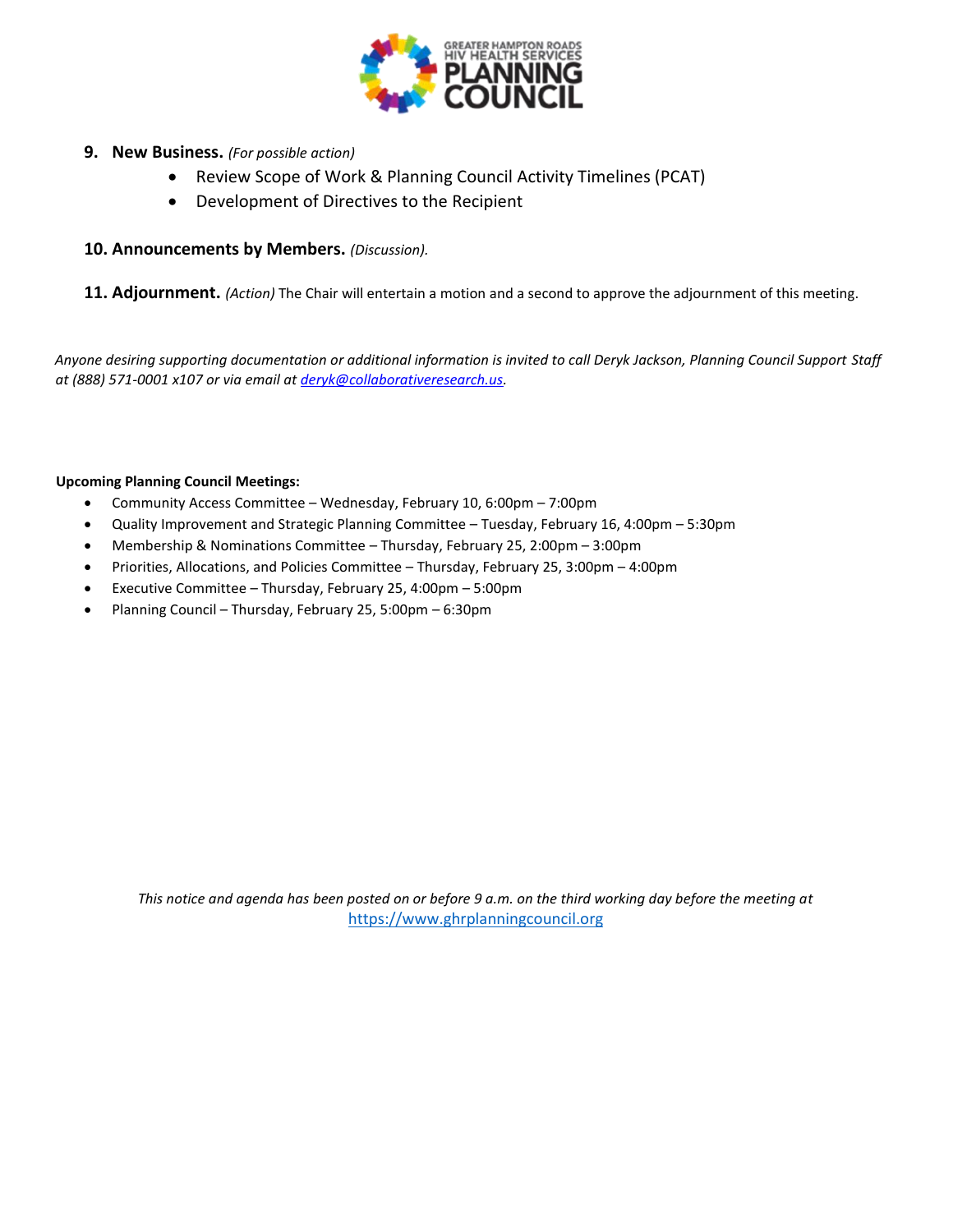**9. New Business.** *(For possible action)*

- Review Scope of Work & Planning Council Activity Timelines (PCAT)
- Development of Directives to the Recipient

**10. Announcements by Members.** *(Discussion).*

**11. Adjournment.** *(Action)* The Chair will entertain a motion and a second to approve the adjournment of this meeting.

*Anyone desiring supporting documentation or additional information is invited to call Deryk Jackson, Planning Council Support Staff at (888) 571-0001 x107 or via email at [deryk@collaborativeresearch.us](mailto:deryk@collaborativeresearch.us).*

**Upcoming Planning Council Meetings:**

- Community Access Committee – Wednesday, February 10, 6:00pm – 7:00pm
- Quality Improvement and Strategic Planning Committee – Tuesday, February 16, 4:00pm – 5:30pm
- Membership & Nominations Committee – Thursday, February 25, 2:00pm – 3:00pm
- Priorities, Allocations, and Policies Committee – Thursday, February 25, 3:00pm – 4:00pm
- Executive Committee – Thursday, February 25, 4:00pm – 5:00pm
- Planning Council – Thursday, February 25, 5:00pm – 6:30pm

*This notice and agenda has been posted on or before 9 a.m. on the third working day before the meeting at* [https://www.ghrplanningcouncil.org](https://www.ghrplanningcouncil.org)